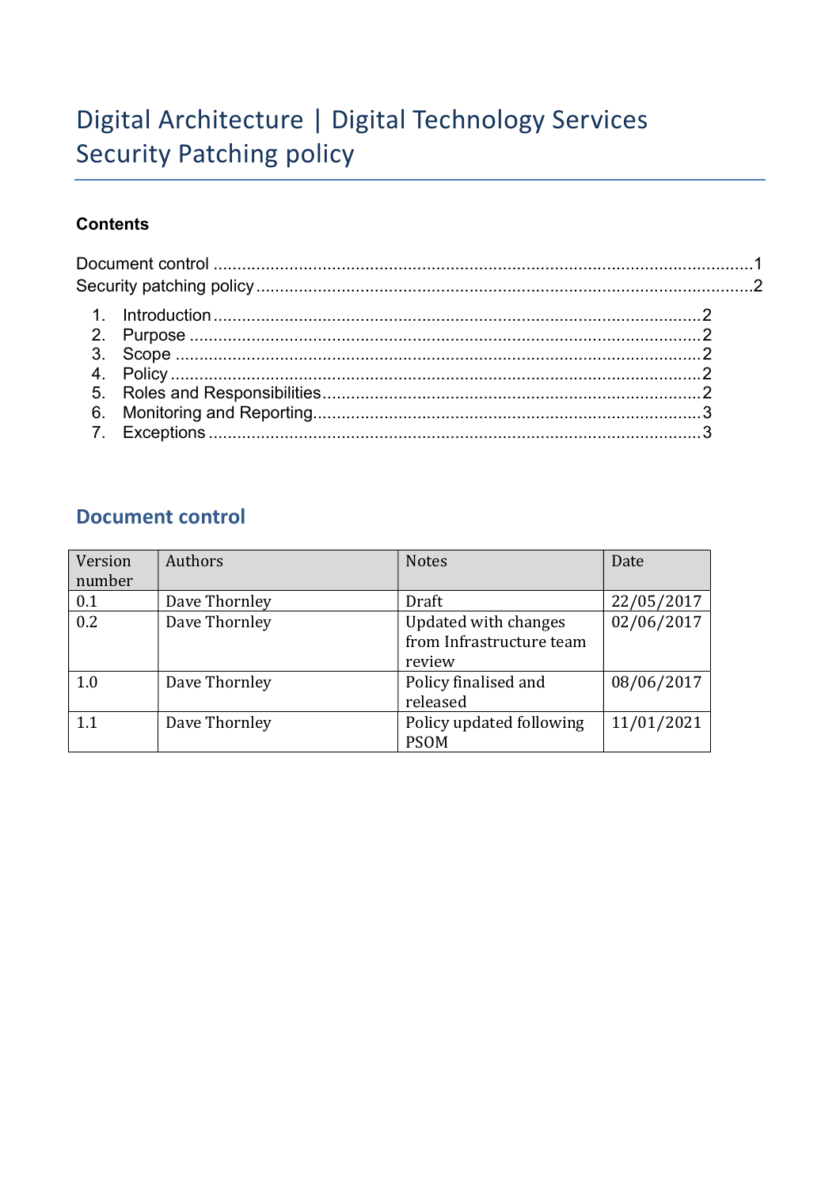# Digital Architecture | Digital Technology Services
# Security Patching policy

**Contents**

Document control ....................................................................................................1
Security patching policy ..........................................................................................2

1. Introduction ........................................................................................2
2. Purpose ..............................................................................................2
3. Scope .................................................................................................2
4. Policy .................................................................................................2
5. Roles and Responsibilities ...................................................................2
6. Monitoring and Reporting .....................................................................3
7. Exceptions ..........................................................................................3

## Document control

| Version number | Authors | Notes | Date |
| --- | --- | --- | --- |
| 0.1 | Dave Thornley | Draft | 22/05/2017 |
| 0.2 | Dave Thornley | Updated with changes from Infrastructure team review | 02/06/2017 |
| 1.0 | Dave Thornley | Policy finalised and released | 08/06/2017 |
| 1.1 | Dave Thornley | Policy updated following PSOM | 11/01/2021 |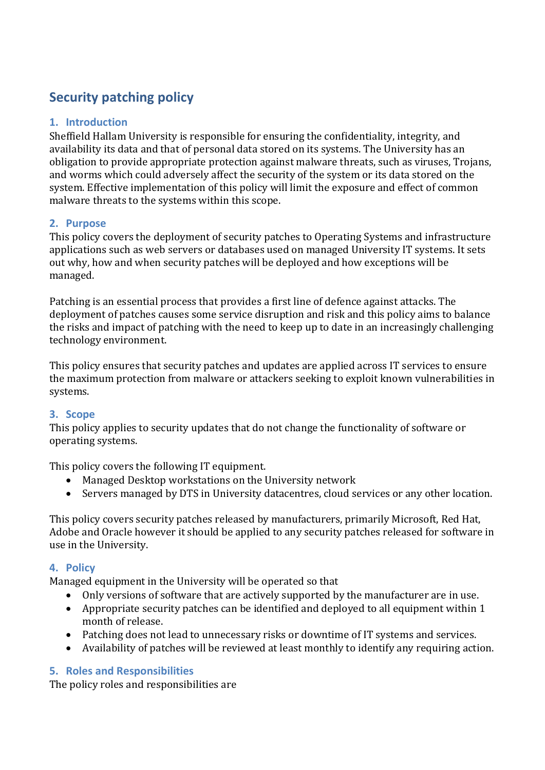# Security patching policy

## 1. Introduction

Sheffield Hallam University is responsible for ensuring the confidentiality, integrity, and availability its data and that of personal data stored on its systems. The University has an obligation to provide appropriate protection against malware threats, such as viruses, Trojans, and worms which could adversely affect the security of the system or its data stored on the system. Effective implementation of this policy will limit the exposure and effect of common malware threats to the systems within this scope.

## 2. Purpose

This policy covers the deployment of security patches to Operating Systems and infrastructure applications such as web servers or databases used on managed University IT systems. It sets out why, how and when security patches will be deployed and how exceptions will be managed.

Patching is an essential process that provides a first line of defence against attacks. The deployment of patches causes some service disruption and risk and this policy aims to balance the risks and impact of patching with the need to keep up to date in an increasingly challenging technology environment.

This policy ensures that security patches and updates are applied across IT services to ensure the maximum protection from malware or attackers seeking to exploit known vulnerabilities in systems.

## 3. Scope

This policy applies to security updates that do not change the functionality of software or operating systems.

This policy covers the following IT equipment.

- Managed Desktop workstations on the University network
- Servers managed by DTS in University datacentres, cloud services or any other location.

This policy covers security patches released by manufacturers, primarily Microsoft, Red Hat, Adobe and Oracle however it should be applied to any security patches released for software in use in the University.

## 4. Policy

Managed equipment in the University will be operated so that

- Only versions of software that are actively supported by the manufacturer are in use.
- Appropriate security patches can be identified and deployed to all equipment within 1 month of release.
- Patching does not lead to unnecessary risks or downtime of IT systems and services.
- Availability of patches will be reviewed at least monthly to identify any requiring action.

## 5. Roles and Responsibilities

The policy roles and responsibilities are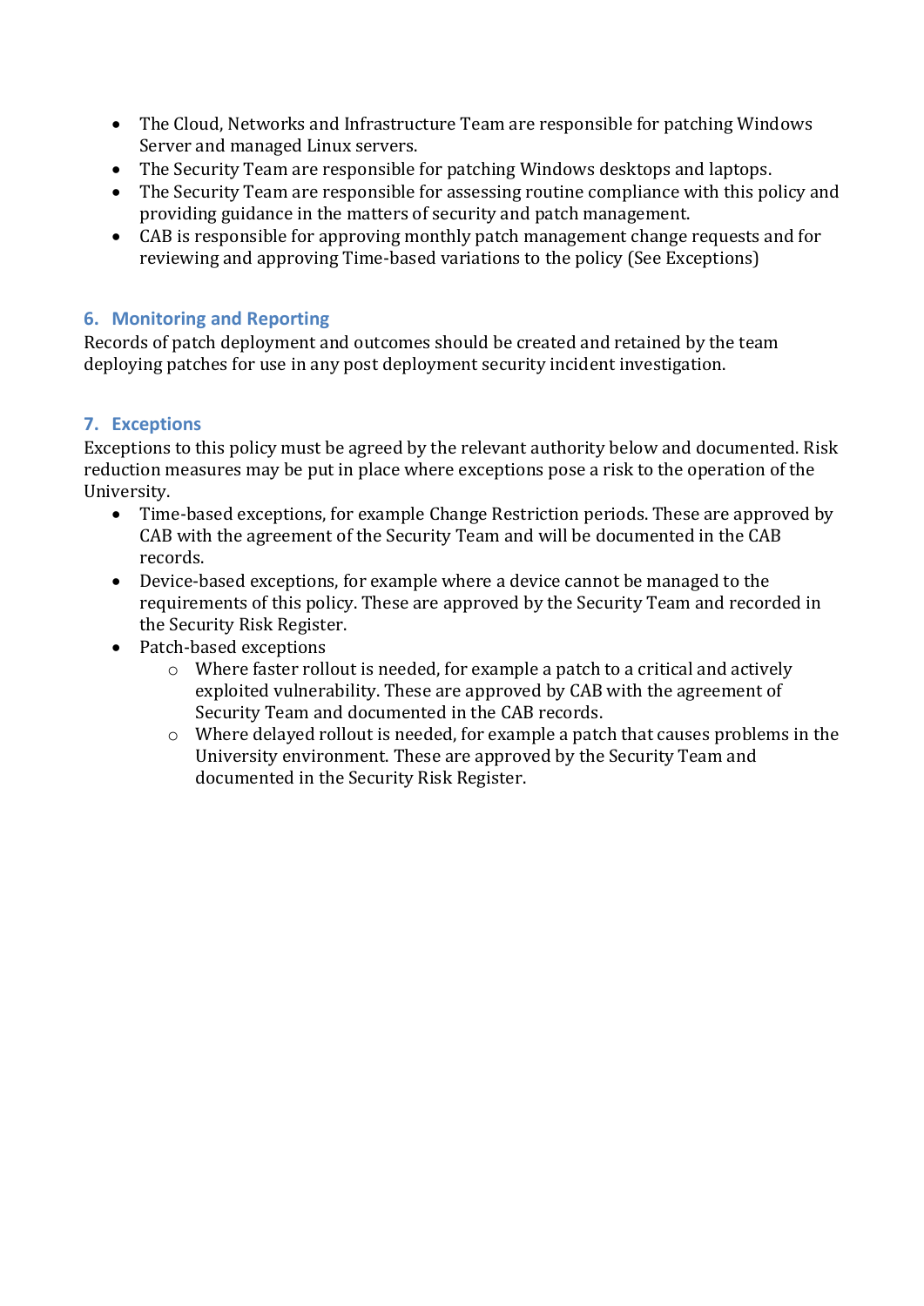- The Cloud, Networks and Infrastructure Team are responsible for patching Windows Server and managed Linux servers.
- The Security Team are responsible for patching Windows desktops and laptops.
- The Security Team are responsible for assessing routine compliance with this policy and providing guidance in the matters of security and patch management.
- CAB is responsible for approving monthly patch management change requests and for reviewing and approving Time-based variations to the policy (See Exceptions)

## 6. Monitoring and Reporting

Records of patch deployment and outcomes should be created and retained by the team deploying patches for use in any post deployment security incident investigation.

## 7. Exceptions

Exceptions to this policy must be agreed by the relevant authority below and documented. Risk reduction measures may be put in place where exceptions pose a risk to the operation of the University.

- Time-based exceptions, for example Change Restriction periods. These are approved by CAB with the agreement of the Security Team and will be documented in the CAB records.
- Device-based exceptions, for example where a device cannot be managed to the requirements of this policy. These are approved by the Security Team and recorded in the Security Risk Register.
- Patch-based exceptions
    - Where faster rollout is needed, for example a patch to a critical and actively exploited vulnerability. These are approved by CAB with the agreement of Security Team and documented in the CAB records.
    - Where delayed rollout is needed, for example a patch that causes problems in the University environment. These are approved by the Security Team and documented in the Security Risk Register.